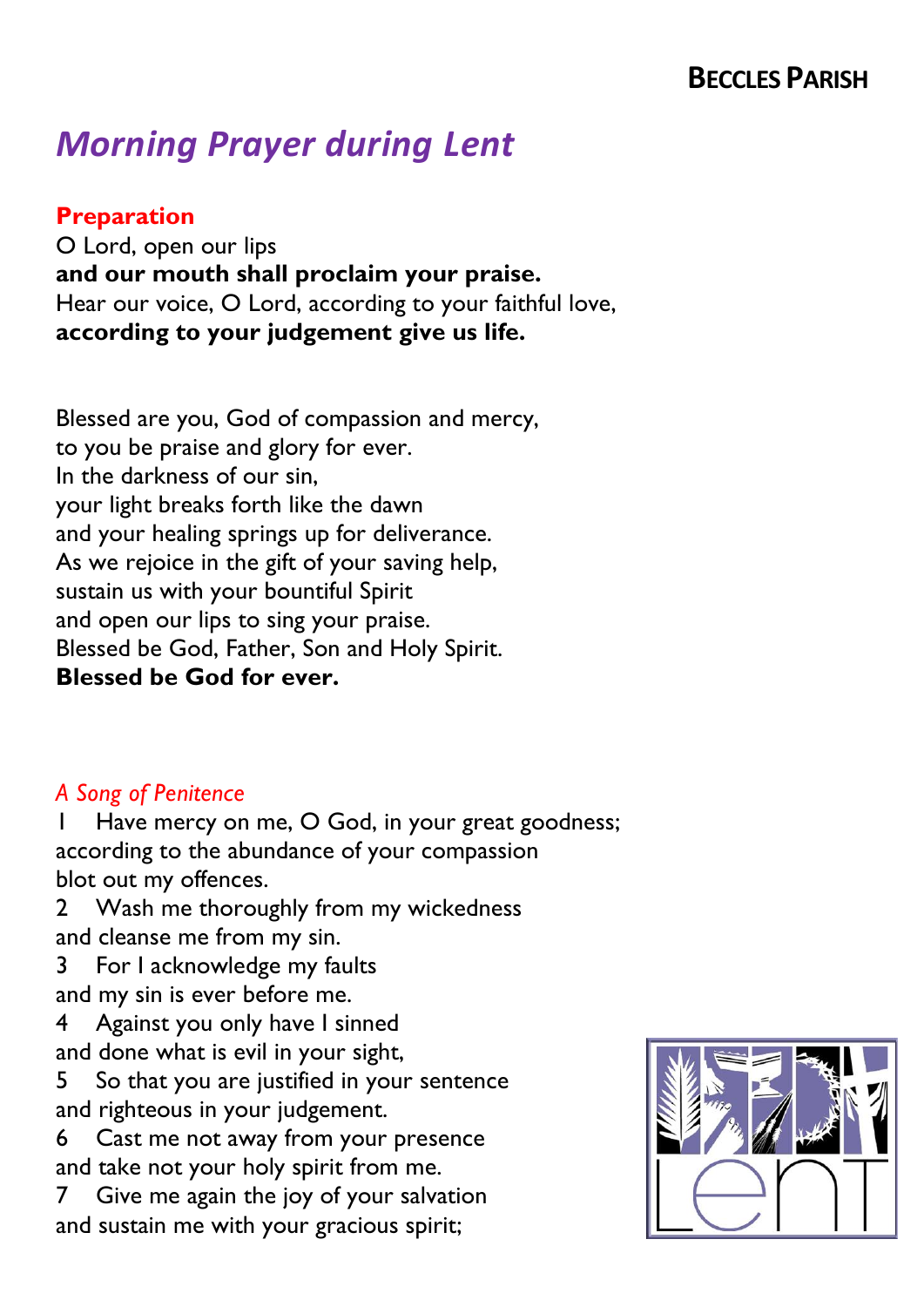# Morning Prayer during Lent

## Preparation

O Lord, open our lips
**and our mouth shall proclaim your praise.**
Hear our voice, O Lord, according to your faithful love,
**according to your judgement give us life.**

Blessed are you, God of compassion and mercy,
to you be praise and glory for ever.
In the darkness of our sin,
your light breaks forth like the dawn
and your healing springs up for deliverance.
As we rejoice in the gift of your saving help,
sustain us with your bountiful Spirit
and open our lips to sing your praise.
Blessed be God, Father, Son and Holy Spirit.
**Blessed be God for ever.**

*A Song of Penitence*

1 Have mercy on me, O God, in your great goodness;
according to the abundance of your compassion
blot out my offences.

2 Wash me thoroughly from my wickedness
and cleanse me from my sin.

3 For I acknowledge my faults
and my sin is ever before me.

4 Against you only have I sinned
and done what is evil in your sight,

5 So that you are justified in your sentence
and righteous in your judgement.

6 Cast me not away from your presence
and take not your holy spirit from me.

7 Give me again the joy of your salvation
and sustain me with your gracious spirit;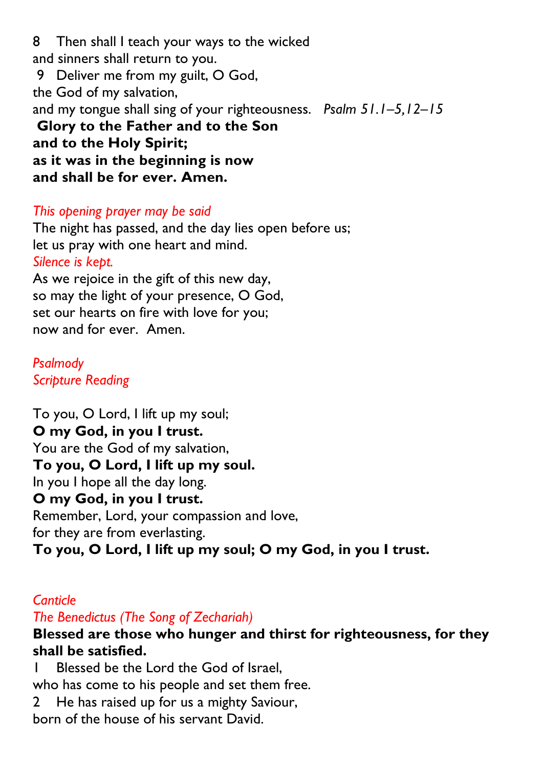8 Then shall I teach your ways to the wicked
and sinners shall return to you.
9 Deliver me from my guilt, O God,
the God of my salvation,
and my tongue shall sing of your righteousness. *Psalm 51.1–5,12–15*
**Glory to the Father and to the Son**
**and to the Holy Spirit;**
**as it was in the beginning is now**
**and shall be for ever. Amen.**

*This opening prayer may be said*
The night has passed, and the day lies open before us;
let us pray with one heart and mind.
*Silence is kept.*
As we rejoice in the gift of this new day,
so may the light of your presence, O God,
set our hearts on fire with love for you;
now and for ever. Amen.

*Psalmody*
*Scripture Reading*

To you, O Lord, I lift up my soul;
**O my God, in you I trust.**
You are the God of my salvation,
**To you, O Lord, I lift up my soul.**
In you I hope all the day long.
**O my God, in you I trust.**
Remember, Lord, your compassion and love,
for they are from everlasting.
**To you, O Lord, I lift up my soul; O my God, in you I trust.**

*Canticle*
*The Benedictus (The Song of Zechariah)*
**Blessed are those who hunger and thirst for righteousness, for they shall be satisfied.**
1 Blessed be the Lord the God of Israel,
who has come to his people and set them free.
2 He has raised up for us a mighty Saviour,
born of the house of his servant David.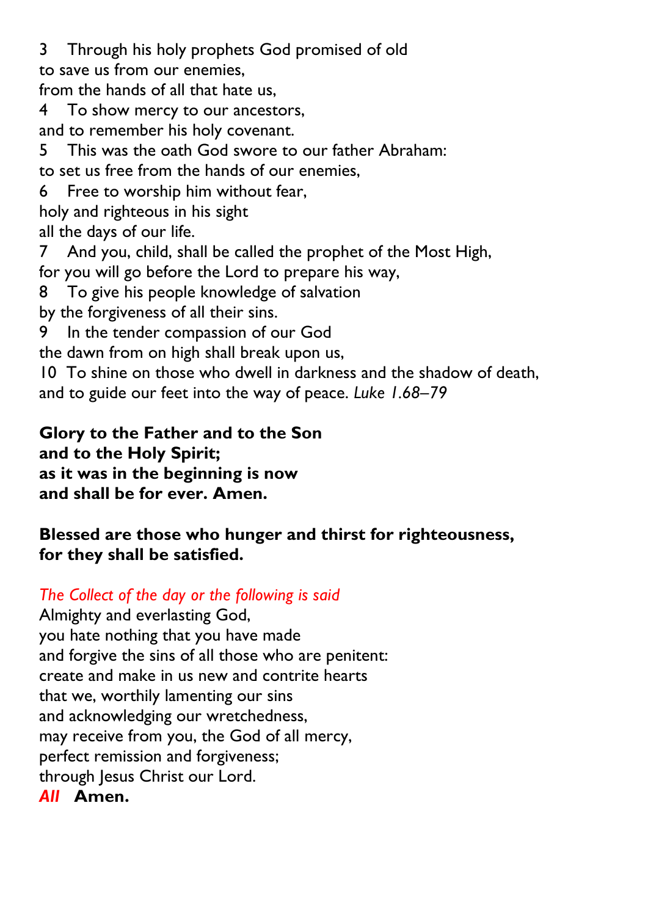3 Through his holy prophets God promised of old
to save us from our enemies,
from the hands of all that hate us,

4 To show mercy to our ancestors,
and to remember his holy covenant.

5 This was the oath God swore to our father Abraham:
to set us free from the hands of our enemies,

6 Free to worship him without fear,
holy and righteous in his sight
all the days of our life.

7 And you, child, shall be called the prophet of the Most High,
for you will go before the Lord to prepare his way,

8 To give his people knowledge of salvation
by the forgiveness of all their sins.

9 In the tender compassion of our God
the dawn from on high shall break upon us,

10 To shine on those who dwell in darkness and the shadow of death,
and to guide our feet into the way of peace. *Luke 1.68–79*

**Glory to the Father and to the Son**
**and to the Holy Spirit;**
**as it was in the beginning is now**
**and shall be for ever. Amen.**

**Blessed are those who hunger and thirst for righteousness,**
**for they shall be satisfied.**

*The Collect of the day or the following is said*

Almighty and everlasting God,
you hate nothing that you have made
and forgive the sins of all those who are penitent:
create and make in us new and contrite hearts
that we, worthily lamenting our sins
and acknowledging our wretchedness,
may receive from you, the God of all mercy,
perfect remission and forgiveness;
through Jesus Christ our Lord.

*All* **Amen.**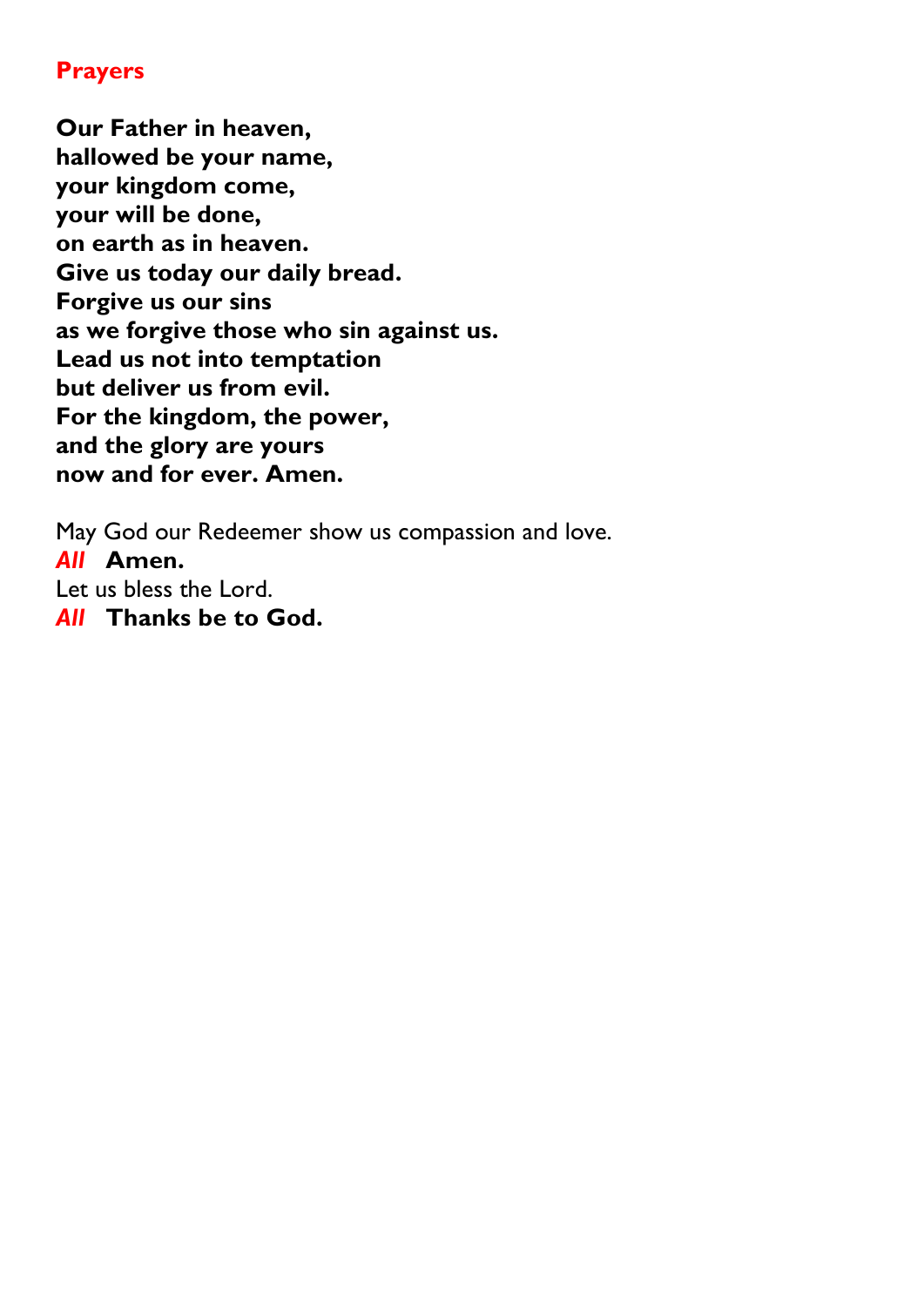## Prayers

**Our Father in heaven,**
**hallowed be your name,**
**your kingdom come,**
**your will be done,**
**on earth as in heaven.**
**Give us today our daily bread.**
**Forgive us our sins**
**as we forgive those who sin against us.**
**Lead us not into temptation**
**but deliver us from evil.**
**For the kingdom, the power,**
**and the glory are yours**
**now and for ever. Amen.**

May God our Redeemer show us compassion and love.
*All* **Amen.**
Let us bless the Lord.
*All* **Thanks be to God.**